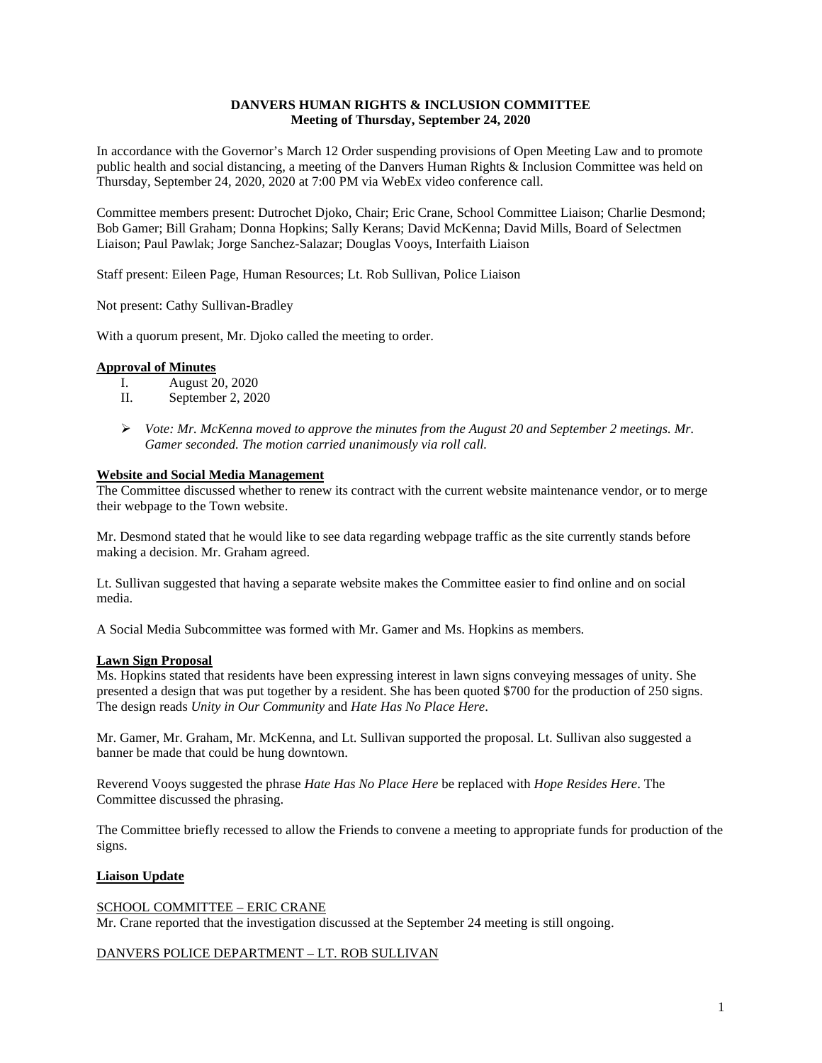**DANVERS HUMAN RIGHTS & INCLUSION COMMITTEE**
**Meeting of Thursday, September 24, 2020**

In accordance with the Governor's March 12 Order suspending provisions of Open Meeting Law and to promote public health and social distancing, a meeting of the Danvers Human Rights & Inclusion Committee was held on Thursday, September 24, 2020, 2020 at 7:00 PM via WebEx video conference call.

Committee members present: Dutrochet Djoko, Chair; Eric Crane, School Committee Liaison; Charlie Desmond; Bob Gamer; Bill Graham; Donna Hopkins; Sally Kerans; David McKenna; David Mills, Board of Selectmen Liaison; Paul Pawlak; Jorge Sanchez-Salazar; Douglas Vooys, Interfaith Liaison

Staff present: Eileen Page, Human Resources; Lt. Rob Sullivan, Police Liaison

Not present: Cathy Sullivan-Bradley

With a quorum present, Mr. Djoko called the meeting to order.

## Approval of Minutes

I. August 20, 2020
II. September 2, 2020

- *Vote: Mr. McKenna moved to approve the minutes from the August 20 and September 2 meetings. Mr. Gamer seconded. The motion carried unanimously via roll call.*

## Website and Social Media Management

The Committee discussed whether to renew its contract with the current website maintenance vendor, or to merge their webpage to the Town website.

Mr. Desmond stated that he would like to see data regarding webpage traffic as the site currently stands before making a decision. Mr. Graham agreed.

Lt. Sullivan suggested that having a separate website makes the Committee easier to find online and on social media.

A Social Media Subcommittee was formed with Mr. Gamer and Ms. Hopkins as members.

## Lawn Sign Proposal

Ms. Hopkins stated that residents have been expressing interest in lawn signs conveying messages of unity. She presented a design that was put together by a resident. She has been quoted $700 for the production of 250 signs. The design reads *Unity in Our Community* and *Hate Has No Place Here*.

Mr. Gamer, Mr. Graham, Mr. McKenna, and Lt. Sullivan supported the proposal. Lt. Sullivan also suggested a banner be made that could be hung downtown.

Reverend Vooys suggested the phrase *Hate Has No Place Here* be replaced with *Hope Resides Here*. The Committee discussed the phrasing.

The Committee briefly recessed to allow the Friends to convene a meeting to appropriate funds for production of the signs.

## Liaison Update

SCHOOL COMMITTEE – ERIC CRANE

Mr. Crane reported that the investigation discussed at the September 24 meeting is still ongoing.

DANVERS POLICE DEPARTMENT – LT. ROB SULLIVAN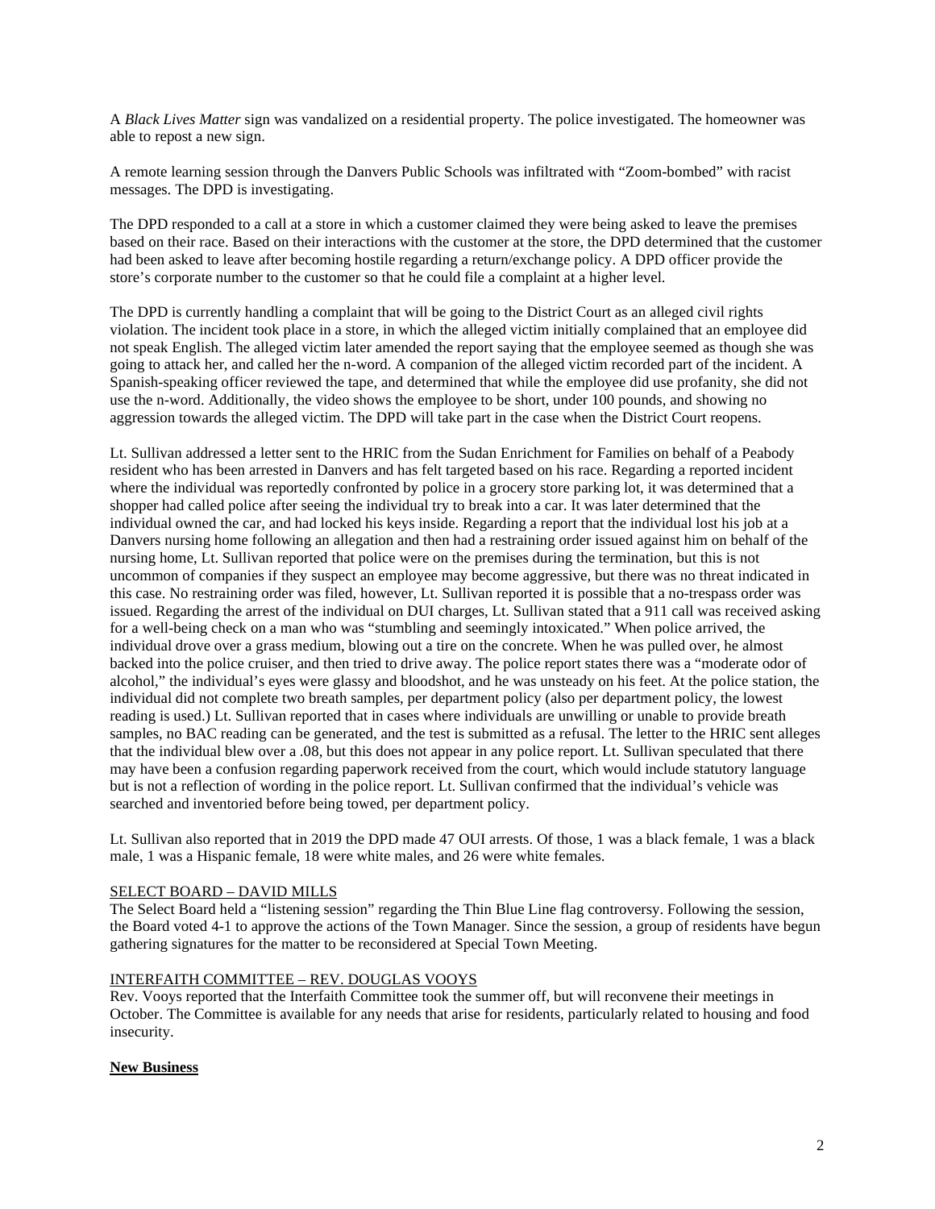A *Black Lives Matter* sign was vandalized on a residential property. The police investigated. The homeowner was able to repost a new sign.

A remote learning session through the Danvers Public Schools was infiltrated with "Zoom-bombed" with racist messages. The DPD is investigating.

The DPD responded to a call at a store in which a customer claimed they were being asked to leave the premises based on their race. Based on their interactions with the customer at the store, the DPD determined that the customer had been asked to leave after becoming hostile regarding a return/exchange policy. A DPD officer provide the store's corporate number to the customer so that he could file a complaint at a higher level.

The DPD is currently handling a complaint that will be going to the District Court as an alleged civil rights violation. The incident took place in a store, in which the alleged victim initially complained that an employee did not speak English. The alleged victim later amended the report saying that the employee seemed as though she was going to attack her, and called her the n-word. A companion of the alleged victim recorded part of the incident. A Spanish-speaking officer reviewed the tape, and determined that while the employee did use profanity, she did not use the n-word. Additionally, the video shows the employee to be short, under 100 pounds, and showing no aggression towards the alleged victim. The DPD will take part in the case when the District Court reopens.

Lt. Sullivan addressed a letter sent to the HRIC from the Sudan Enrichment for Families on behalf of a Peabody resident who has been arrested in Danvers and has felt targeted based on his race. Regarding a reported incident where the individual was reportedly confronted by police in a grocery store parking lot, it was determined that a shopper had called police after seeing the individual try to break into a car. It was later determined that the individual owned the car, and had locked his keys inside. Regarding a report that the individual lost his job at a Danvers nursing home following an allegation and then had a restraining order issued against him on behalf of the nursing home, Lt. Sullivan reported that police were on the premises during the termination, but this is not uncommon of companies if they suspect an employee may become aggressive, but there was no threat indicated in this case. No restraining order was filed, however, Lt. Sullivan reported it is possible that a no-trespass order was issued. Regarding the arrest of the individual on DUI charges, Lt. Sullivan stated that a 911 call was received asking for a well-being check on a man who was "stumbling and seemingly intoxicated." When police arrived, the individual drove over a grass medium, blowing out a tire on the concrete. When he was pulled over, he almost backed into the police cruiser, and then tried to drive away. The police report states there was a "moderate odor of alcohol," the individual's eyes were glassy and bloodshot, and he was unsteady on his feet. At the police station, the individual did not complete two breath samples, per department policy (also per department policy, the lowest reading is used.) Lt. Sullivan reported that in cases where individuals are unwilling or unable to provide breath samples, no BAC reading can be generated, and the test is submitted as a refusal. The letter to the HRIC sent alleges that the individual blew over a .08, but this does not appear in any police report. Lt. Sullivan speculated that there may have been a confusion regarding paperwork received from the court, which would include statutory language but is not a reflection of wording in the police report. Lt. Sullivan confirmed that the individual's vehicle was searched and inventoried before being towed, per department policy.

Lt. Sullivan also reported that in 2019 the DPD made 47 OUI arrests. Of those, 1 was a black female, 1 was a black male, 1 was a Hispanic female, 18 were white males, and 26 were white females.

<u>SELECT BOARD – DAVID MILLS</u>

The Select Board held a "listening session" regarding the Thin Blue Line flag controversy. Following the session, the Board voted 4-1 to approve the actions of the Town Manager. Since the session, a group of residents have begun gathering signatures for the matter to be reconsidered at Special Town Meeting.

<u>INTERFAITH COMMITTEE – REV. DOUGLAS VOOYS</u>

Rev. Vooys reported that the Interfaith Committee took the summer off, but will reconvene their meetings in October. The Committee is available for any needs that arise for residents, particularly related to housing and food insecurity.

**<u>New Business</u>**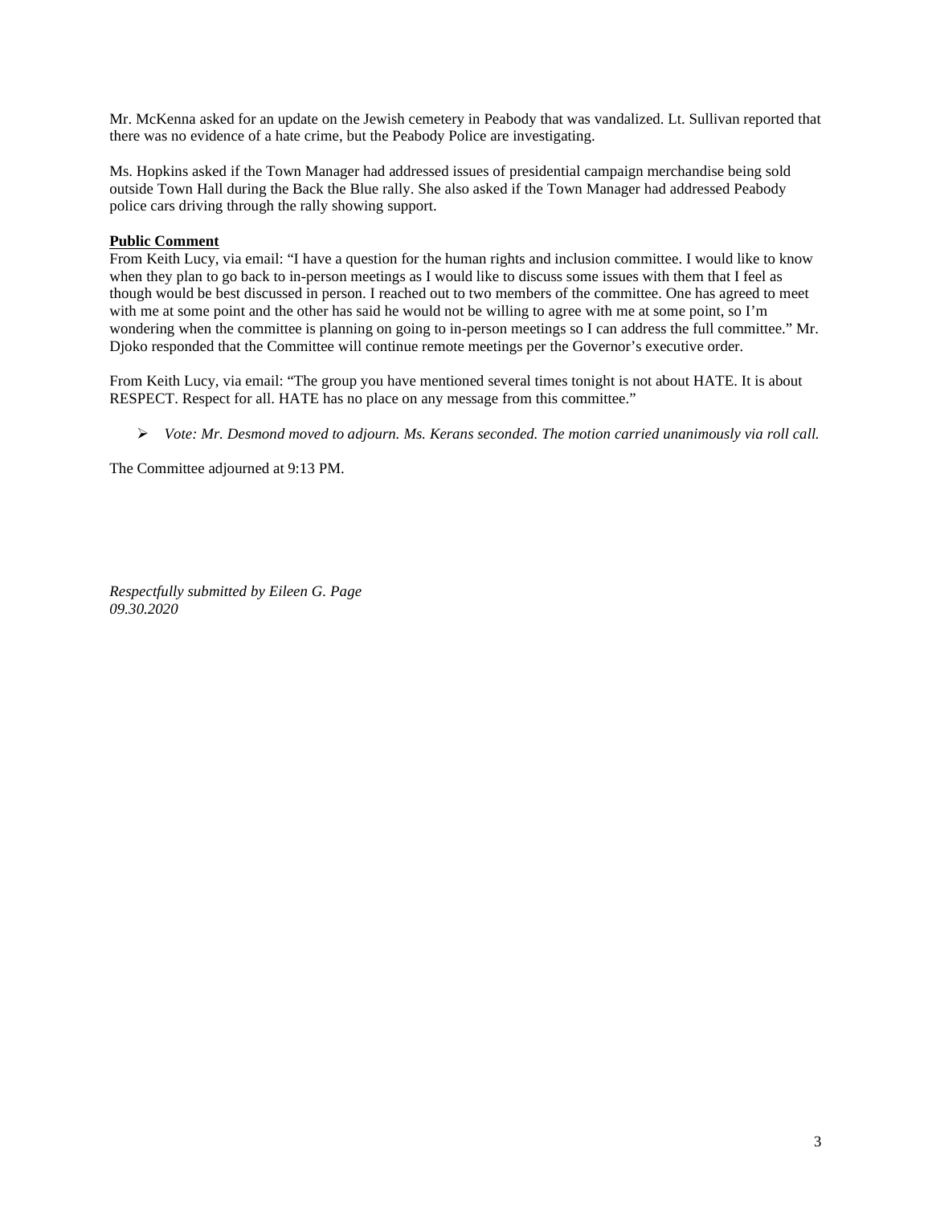Mr. McKenna asked for an update on the Jewish cemetery in Peabody that was vandalized. Lt. Sullivan reported that there was no evidence of a hate crime, but the Peabody Police are investigating.

Ms. Hopkins asked if the Town Manager had addressed issues of presidential campaign merchandise being sold outside Town Hall during the Back the Blue rally. She also asked if the Town Manager had addressed Peabody police cars driving through the rally showing support.

**Public Comment**

From Keith Lucy, via email: "I have a question for the human rights and inclusion committee. I would like to know when they plan to go back to in-person meetings as I would like to discuss some issues with them that I feel as though would be best discussed in person. I reached out to two members of the committee. One has agreed to meet with me at some point and the other has said he would not be willing to agree with me at some point, so I'm wondering when the committee is planning on going to in-person meetings so I can address the full committee." Mr. Djoko responded that the Committee will continue remote meetings per the Governor's executive order.

From Keith Lucy, via email: "The group you have mentioned several times tonight is not about HATE. It is about RESPECT. Respect for all. HATE has no place on any message from this committee."

- *Vote: Mr. Desmond moved to adjourn. Ms. Kerans seconded. The motion carried unanimously via roll call.*

The Committee adjourned at 9:13 PM.

*Respectfully submitted by Eileen G. Page*
*09.30.2020*